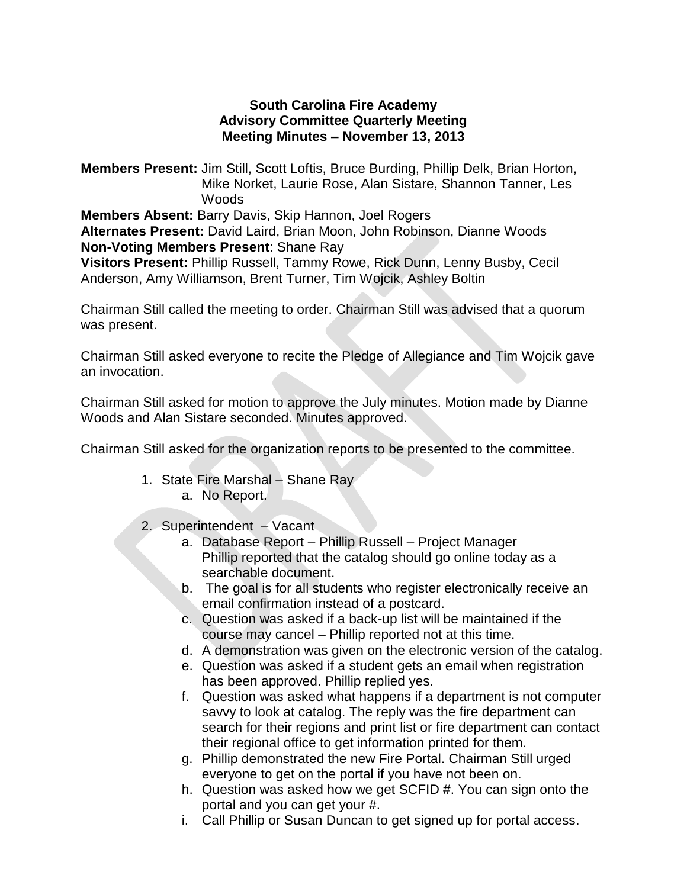**South Carolina Fire Academy**
**Advisory Committee Quarterly Meeting**
**Meeting Minutes – November 13, 2013**

**Members Present:** Jim Still, Scott Loftis, Bruce Burding, Phillip Delk, Brian Horton, Mike Norket, Laurie Rose, Alan Sistare, Shannon Tanner, Les Woods
**Members Absent:** Barry Davis, Skip Hannon, Joel Rogers
**Alternates Present:** David Laird, Brian Moon, John Robinson, Dianne Woods
**Non-Voting Members Present**: Shane Ray
**Visitors Present:** Phillip Russell, Tammy Rowe, Rick Dunn, Lenny Busby, Cecil Anderson, Amy Williamson, Brent Turner, Tim Wojcik, Ashley Boltin

Chairman Still called the meeting to order. Chairman Still was advised that a quorum was present.

Chairman Still asked everyone to recite the Pledge of Allegiance and Tim Wojcik gave an invocation.

Chairman Still asked for motion to approve the July minutes. Motion made by Dianne Woods and Alan Sistare seconded. Minutes approved.

Chairman Still asked for the organization reports to be presented to the committee.

1. State Fire Marshal – Shane Ray
   a. No Report.

2. Superintendent – Vacant
   a. Database Report – Phillip Russell – Project Manager
      Phillip reported that the catalog should go online today as a searchable document.
   b. The goal is for all students who register electronically receive an email confirmation instead of a postcard.
   c. Question was asked if a back-up list will be maintained if the course may cancel – Phillip reported not at this time.
   d. A demonstration was given on the electronic version of the catalog.
   e. Question was asked if a student gets an email when registration has been approved. Phillip replied yes.
   f. Question was asked what happens if a department is not computer savvy to look at catalog. The reply was the fire department can search for their regions and print list or fire department can contact their regional office to get information printed for them.
   g. Phillip demonstrated the new Fire Portal. Chairman Still urged everyone to get on the portal if you have not been on.
   h. Question was asked how we get SCFID #. You can sign onto the portal and you can get your #.
   i. Call Phillip or Susan Duncan to get signed up for portal access.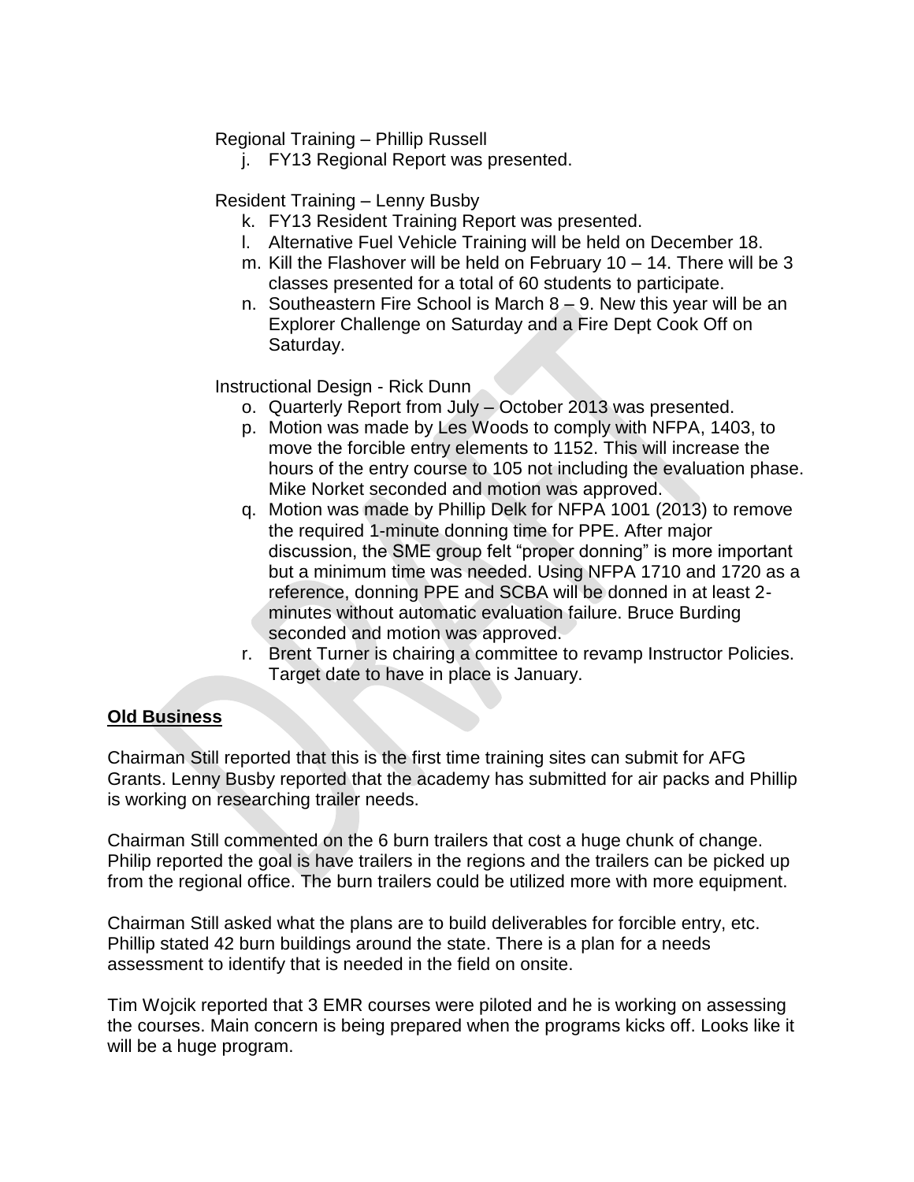Regional Training – Phillip Russell

j. FY13 Regional Report was presented.

Resident Training – Lenny Busby

k. FY13 Resident Training Report was presented.
l. Alternative Fuel Vehicle Training will be held on December 18.
m. Kill the Flashover will be held on February 10 – 14. There will be 3 classes presented for a total of 60 students to participate.
n. Southeastern Fire School is March 8 – 9. New this year will be an Explorer Challenge on Saturday and a Fire Dept Cook Off on Saturday.

Instructional Design - Rick Dunn

o. Quarterly Report from July – October 2013 was presented.
p. Motion was made by Les Woods to comply with NFPA, 1403, to move the forcible entry elements to 1152. This will increase the hours of the entry course to 105 not including the evaluation phase. Mike Norket seconded and motion was approved.
q. Motion was made by Phillip Delk for NFPA 1001 (2013) to remove the required 1-minute donning time for PPE. After major discussion, the SME group felt "proper donning" is more important but a minimum time was needed. Using NFPA 1710 and 1720 as a reference, donning PPE and SCBA will be donned in at least 2-minutes without automatic evaluation failure. Bruce Burding seconded and motion was approved.
r. Brent Turner is chairing a committee to revamp Instructor Policies. Target date to have in place is January.

**Old Business**

Chairman Still reported that this is the first time training sites can submit for AFG Grants. Lenny Busby reported that the academy has submitted for air packs and Phillip is working on researching trailer needs.

Chairman Still commented on the 6 burn trailers that cost a huge chunk of change. Philip reported the goal is have trailers in the regions and the trailers can be picked up from the regional office. The burn trailers could be utilized more with more equipment.

Chairman Still asked what the plans are to build deliverables for forcible entry, etc. Phillip stated 42 burn buildings around the state. There is a plan for a needs assessment to identify that is needed in the field on onsite.

Tim Wojcik reported that 3 EMR courses were piloted and he is working on assessing the courses. Main concern is being prepared when the programs kicks off. Looks like it will be a huge program.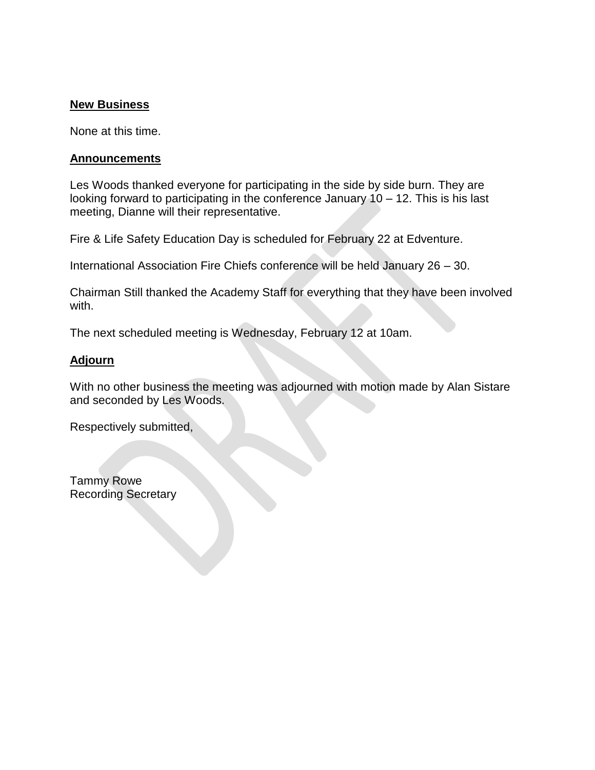**New Business**

None at this time.

**Announcements**

Les Woods thanked everyone for participating in the side by side burn. They are looking forward to participating in the conference January 10 – 12. This is his last meeting, Dianne will their representative.

Fire & Life Safety Education Day is scheduled for February 22 at Edventure.

International Association Fire Chiefs conference will be held January 26 – 30.

Chairman Still thanked the Academy Staff for everything that they have been involved with.

The next scheduled meeting is Wednesday, February 12 at 10am.

**Adjourn**

With no other business the meeting was adjourned with motion made by Alan Sistare and seconded by Les Woods.

Respectively submitted,

Tammy Rowe
Recording Secretary